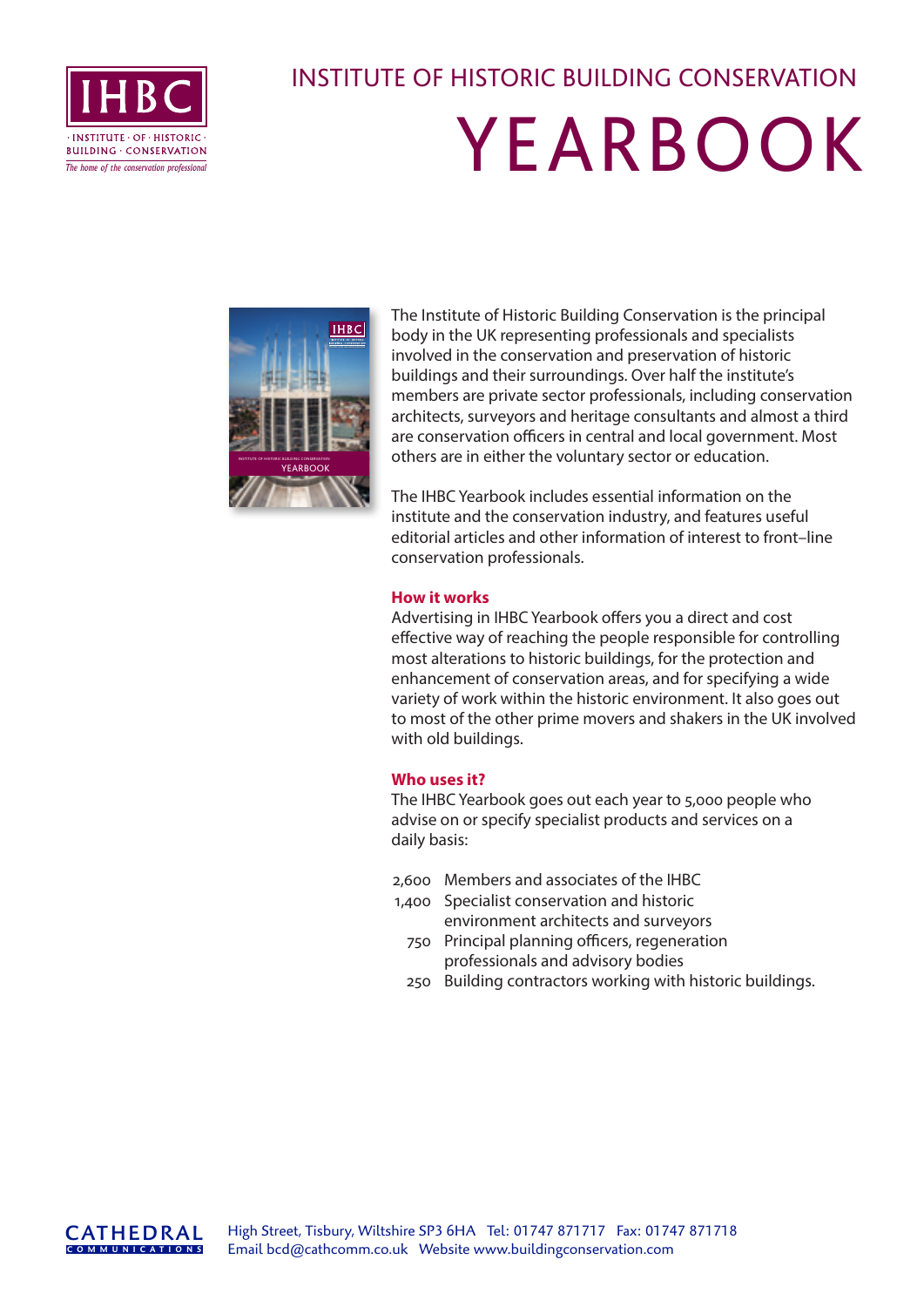IHBC

· INSTITUTE · OF · HISTORIC · BUILDING · CONSERVATION

*The home of the conservation professional*

# INSTITUTE OF HISTORIC BUILDING CONSERVATION

# YEARBOOK

The Institute of Historic Building Conservation is the principal body in the UK representing professionals and specialists involved in the conservation and preservation of historic buildings and their surroundings. Over half the institute's members are private sector professionals, including conservation architects, surveyors and heritage consultants and almost a third are conservation officers in central and local government. Most others are in either the voluntary sector or education.

The IHBC Yearbook includes essential information on the institute and the conservation industry, and features useful editorial articles and other information of interest to front–line conservation professionals.

## How it works

Advertising in IHBC Yearbook offers you a direct and cost effective way of reaching the people responsible for controlling most alterations to historic buildings, for the protection and enhancement of conservation areas, and for specifying a wide variety of work within the historic environment. It also goes out to most of the other prime movers and shakers in the UK involved with old buildings.

## Who uses it?

The IHBC Yearbook goes out each year to 5,000 people who advise on or specify specialist products and services on a daily basis:

| | |
|---|---|
| 2,600 | Members and associates of the IHBC |
| 1,400 | Specialist conservation and historic environment architects and surveyors |
| 750 | Principal planning officers, regeneration professionals and advisory bodies |
| 250 | Building contractors working with historic buildings. |

CATHEDRAL COMMUNICATIONS

High Street, Tisbury, Wiltshire SP3 6HA Tel: 01747 871717 Fax: 01747 871718
Email bcd@cathcomm.co.uk Website www.buildingconservation.com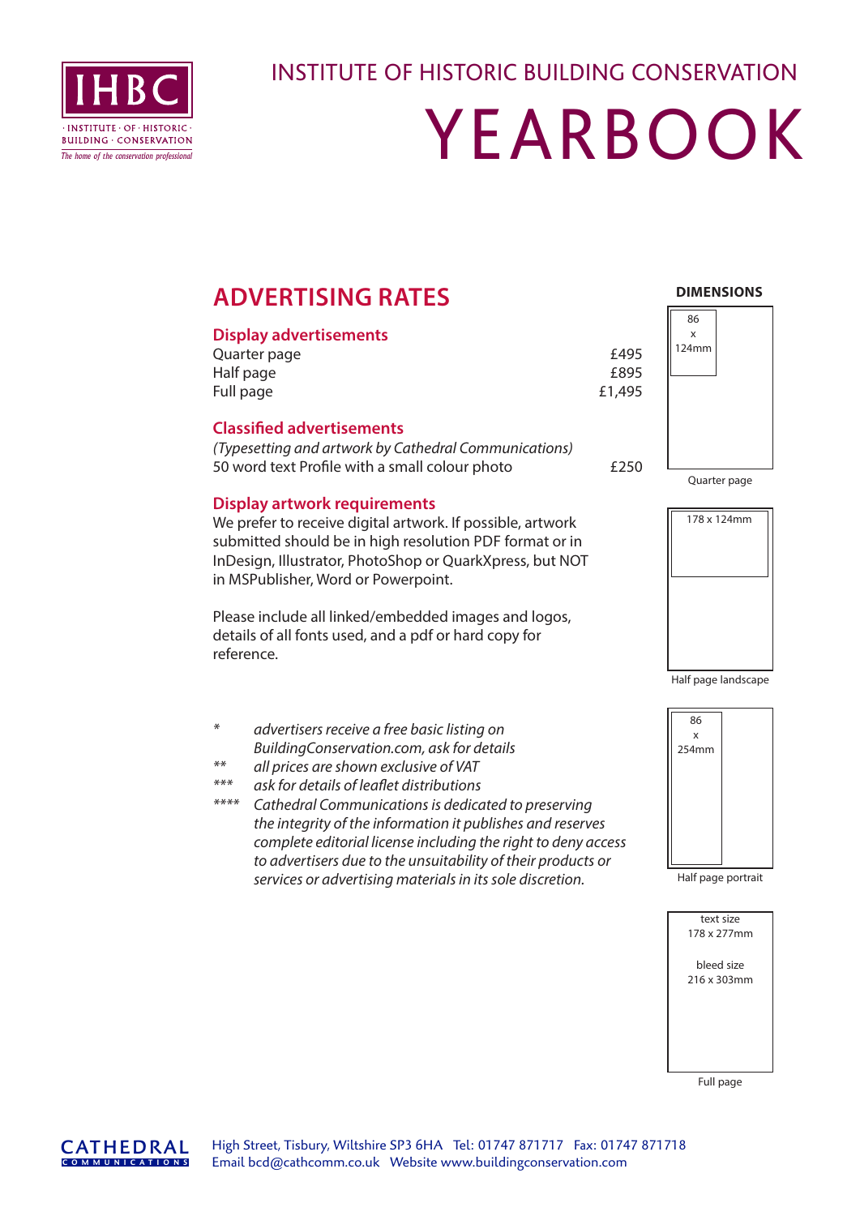INSTITUTE OF HISTORIC BUILDING CONSERVATION

# YEARBOOK

## ADVERTISING RATES

### Display advertisements

| | |
|---|---|
| Quarter page | £495 |
| Half page | £895 |
| Full page | £1,495 |

### Classified advertisements

*(Typesetting and artwork by Cathedral Communications)*

| | |
|---|---|
| 50 word text Profile with a small colour photo | £250 |

### Display artwork requirements

We prefer to receive digital artwork. If possible, artwork submitted should be in high resolution PDF format or in InDesign, Illustrator, PhotoShop or QuarkXpress, but NOT in MSPublisher, Word or Powerpoint.

Please include all linked/embedded images and logos, details of all fonts used, and a pdf or hard copy for reference.

\* *advertisers receive a free basic listing on BuildingConservation.com, ask for details*

\*\* *all prices are shown exclusive of VAT*

\*\*\* *ask for details of leaflet distributions*

\*\*\*\* *Cathedral Communications is dedicated to preserving the integrity of the information it publishes and reserves complete editorial license including the right to deny access to advertisers due to the unsuitability of their products or services or advertising materials in its sole discretion.*

**DIMENSIONS**

86 x 124mm

Quarter page

178 x 124mm

Half page landscape

86 x 254mm

Half page portrait

text size 178 x 277mm

bleed size 216 x 303mm

Full page

High Street, Tisbury, Wiltshire SP3 6HA Tel: 01747 871717 Fax: 01747 871718
Email bcd@cathcomm.co.uk Website www.buildingconservation.com